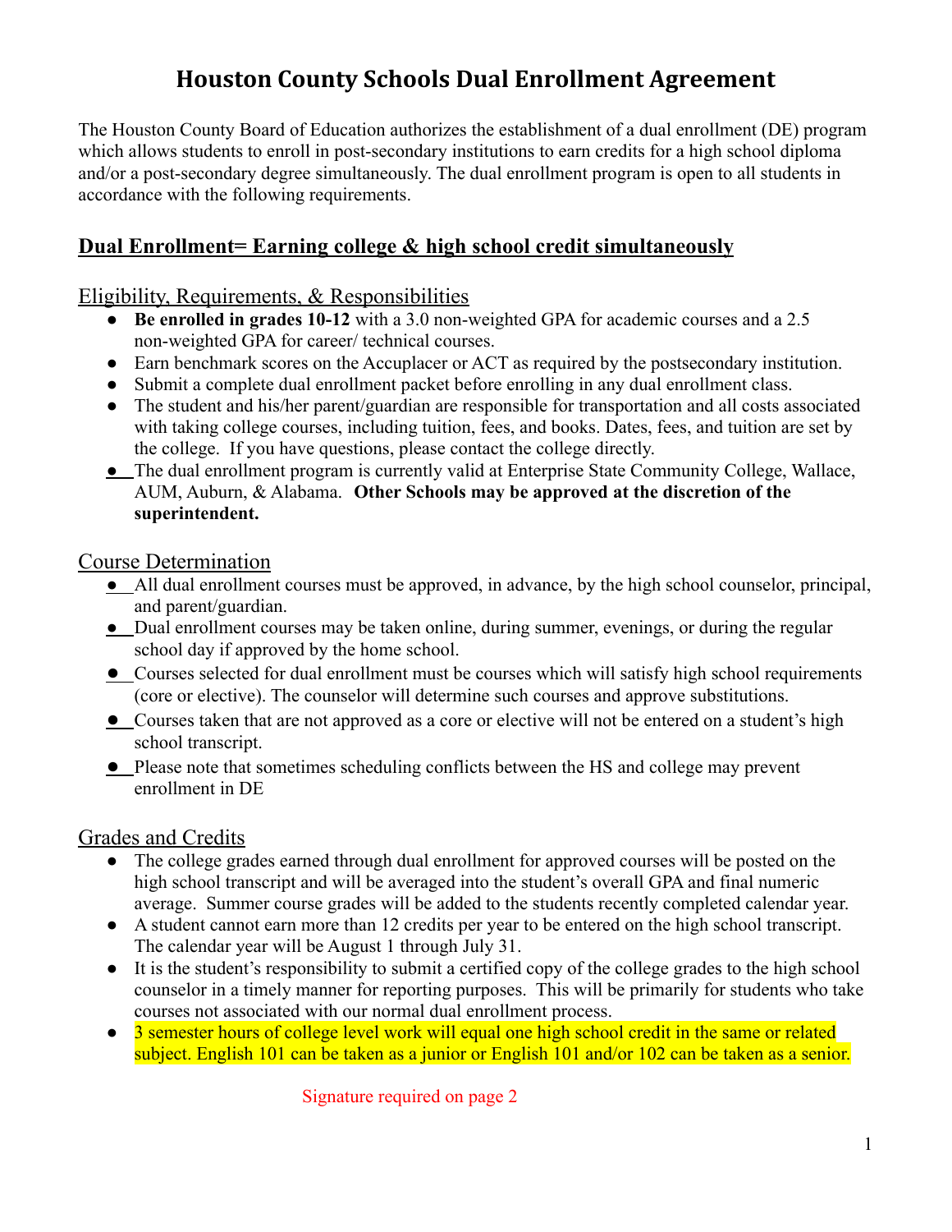# Houston County Schools Dual Enrollment Agreement

The Houston County Board of Education authorizes the establishment of a dual enrollment (DE) program which allows students to enroll in post-secondary institutions to earn credits for a high school diploma and/or a post-secondary degree simultaneously. The dual enrollment program is open to all students in accordance with the following requirements.

## Dual Enrollment= Earning college & high school credit simultaneously

### Eligibility, Requirements, & Responsibilities

- **Be enrolled in grades 10-12** with a 3.0 non-weighted GPA for academic courses and a 2.5 non-weighted GPA for career/ technical courses.
- Earn benchmark scores on the Accuplacer or ACT as required by the postsecondary institution.
- Submit a complete dual enrollment packet before enrolling in any dual enrollment class.
- The student and his/her parent/guardian are responsible for transportation and all costs associated with taking college courses, including tuition, fees, and books. Dates, fees, and tuition are set by the college. If you have questions, please contact the college directly.
- The dual enrollment program is currently valid at Enterprise State Community College, Wallace, AUM, Auburn, & Alabama. **Other Schools may be approved at the discretion of the superintendent.**

### Course Determination

- All dual enrollment courses must be approved, in advance, by the high school counselor, principal, and parent/guardian.
- Dual enrollment courses may be taken online, during summer, evenings, or during the regular school day if approved by the home school.
- Courses selected for dual enrollment must be courses which will satisfy high school requirements (core or elective). The counselor will determine such courses and approve substitutions.
- Courses taken that are not approved as a core or elective will not be entered on a student's high school transcript.
- Please note that sometimes scheduling conflicts between the HS and college may prevent enrollment in DE

### Grades and Credits

- The college grades earned through dual enrollment for approved courses will be posted on the high school transcript and will be averaged into the student's overall GPA and final numeric average. Summer course grades will be added to the students recently completed calendar year.
- A student cannot earn more than 12 credits per year to be entered on the high school transcript. The calendar year will be August 1 through July 31.
- It is the student's responsibility to submit a certified copy of the college grades to the high school counselor in a timely manner for reporting purposes. This will be primarily for students who take courses not associated with our normal dual enrollment process.
- 3 semester hours of college level work will equal one high school credit in the same or related subject. English 101 can be taken as a junior or English 101 and/or 102 can be taken as a senior.

Signature required on page 2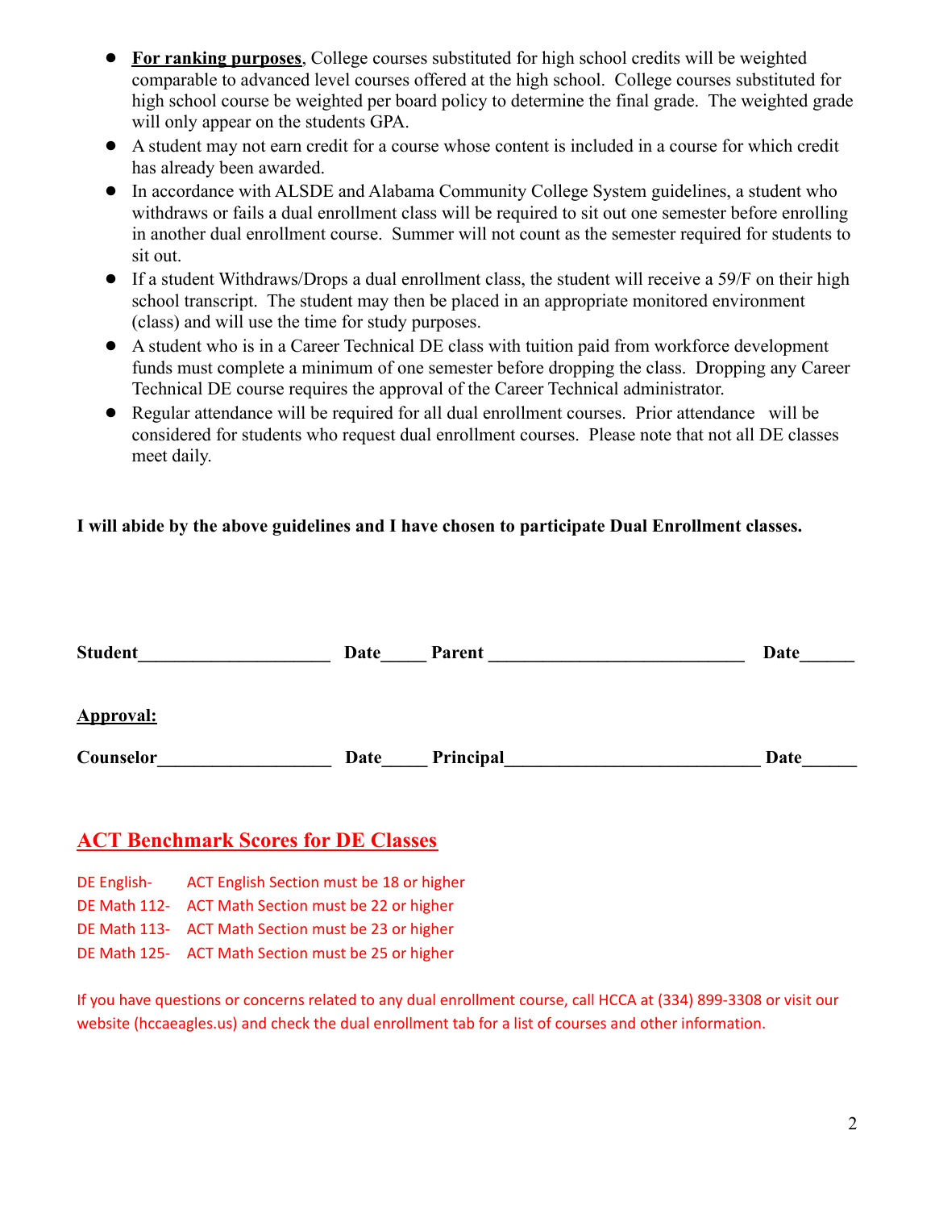- **For ranking purposes**, College courses substituted for high school credits will be weighted comparable to advanced level courses offered at the high school. College courses substituted for high school course be weighted per board policy to determine the final grade. The weighted grade will only appear on the students GPA.
- A student may not earn credit for a course whose content is included in a course for which credit has already been awarded.
- In accordance with ALSDE and Alabama Community College System guidelines, a student who withdraws or fails a dual enrollment class will be required to sit out one semester before enrolling in another dual enrollment course. Summer will not count as the semester required for students to sit out.
- If a student Withdraws/Drops a dual enrollment class, the student will receive a 59/F on their high school transcript. The student may then be placed in an appropriate monitored environment (class) and will use the time for study purposes.
- A student who is in a Career Technical DE class with tuition paid from workforce development funds must complete a minimum of one semester before dropping the class. Dropping any Career Technical DE course requires the approval of the Career Technical administrator.
- Regular attendance will be required for all dual enrollment courses. Prior attendance will be considered for students who request dual enrollment courses. Please note that not all DE classes meet daily.

**I will abide by the above guidelines and I have chosen to participate Dual Enrollment classes.**

**Student**_____________________ **Date**_____ **Parent** ____________________________ **Date**______

**Approval:**

**Counselor**___________________ **Date**_____ **Principal**___________________________ **Date**______

## ACT Benchmark Scores for DE Classes

DE English- ACT English Section must be 18 or higher
DE Math 112- ACT Math Section must be 22 or higher
DE Math 113- ACT Math Section must be 23 or higher
DE Math 125- ACT Math Section must be 25 or higher

If you have questions or concerns related to any dual enrollment course, call HCCA at (334) 899-3308 or visit our website (hccaeagles.us) and check the dual enrollment tab for a list of courses and other information.